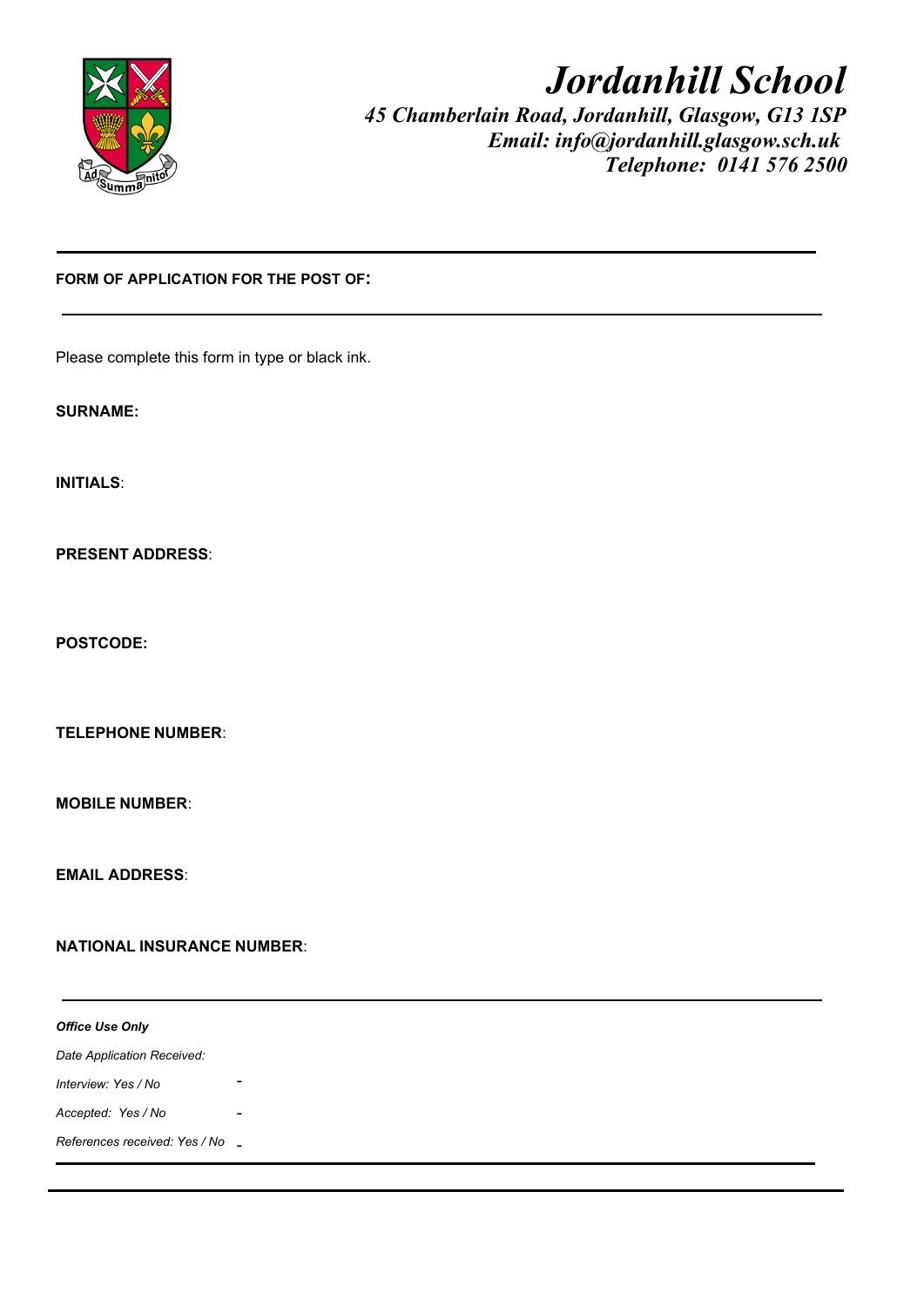# Jordanhill School

***45 Chamberlain Road, Jordanhill, Glasgow, G13 1SP***
***Email: info@jordanhill.glasgow.sch.uk***
***Telephone: 0141 576 2500***

---

**FORM OF APPLICATION FOR THE POST OF:**

---

Please complete this form in type or black ink.

**SURNAME:**

**INITIALS**:

**PRESENT ADDRESS**:

**POSTCODE:**

**TELEPHONE NUMBER**:

**MOBILE NUMBER**:

**EMAIL ADDRESS**:

**NATIONAL INSURANCE NUMBER**:

---

***Office Use Only***

*Date Application Received:*

*Interview: Yes / No* -

*Accepted: Yes / No* -

*References received: Yes / No* -

---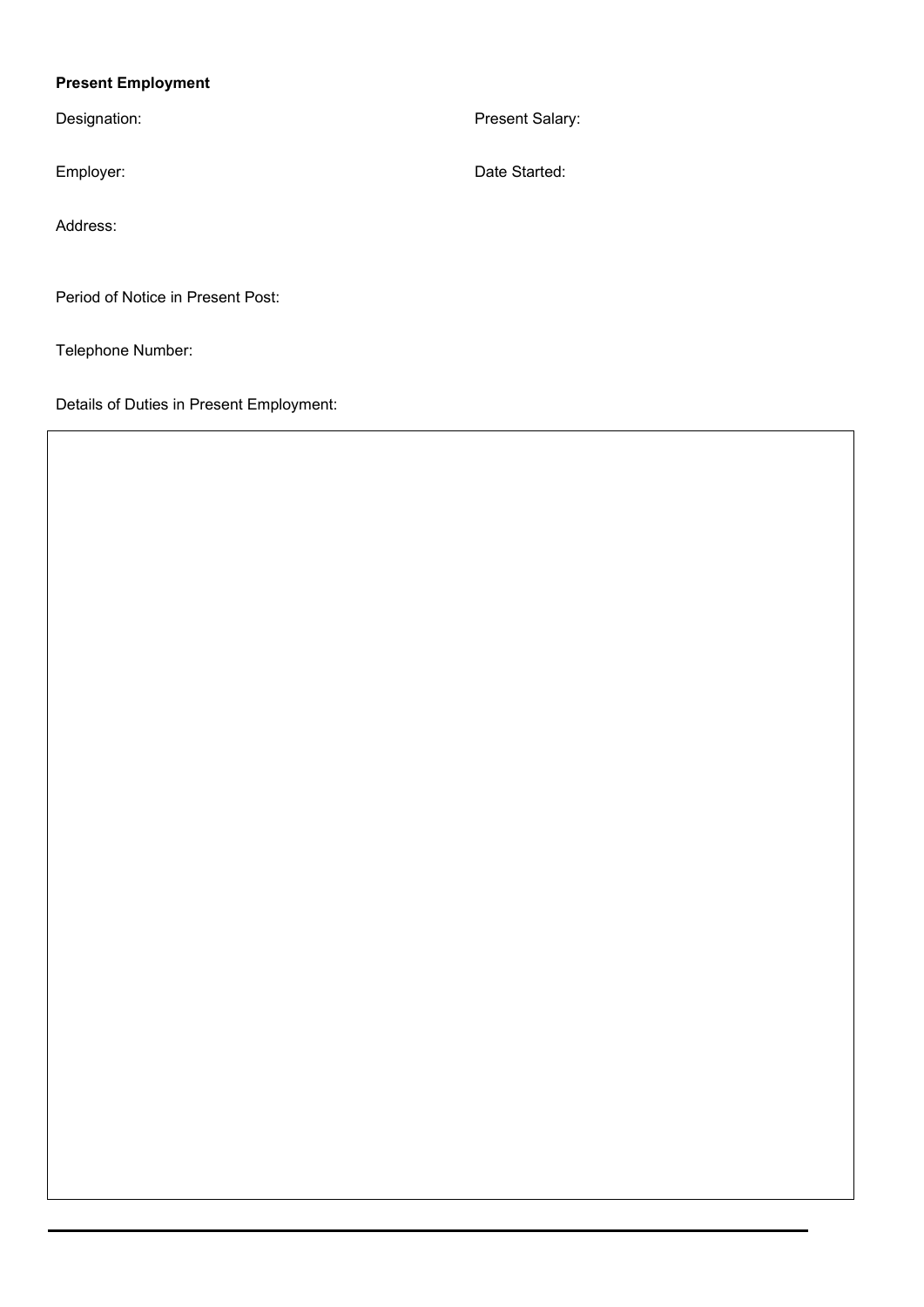**Present Employment**

Designation:

Present Salary:

Employer:

Date Started:

Address:

Period of Notice in Present Post:

Telephone Number:

Details of Duties in Present Employment: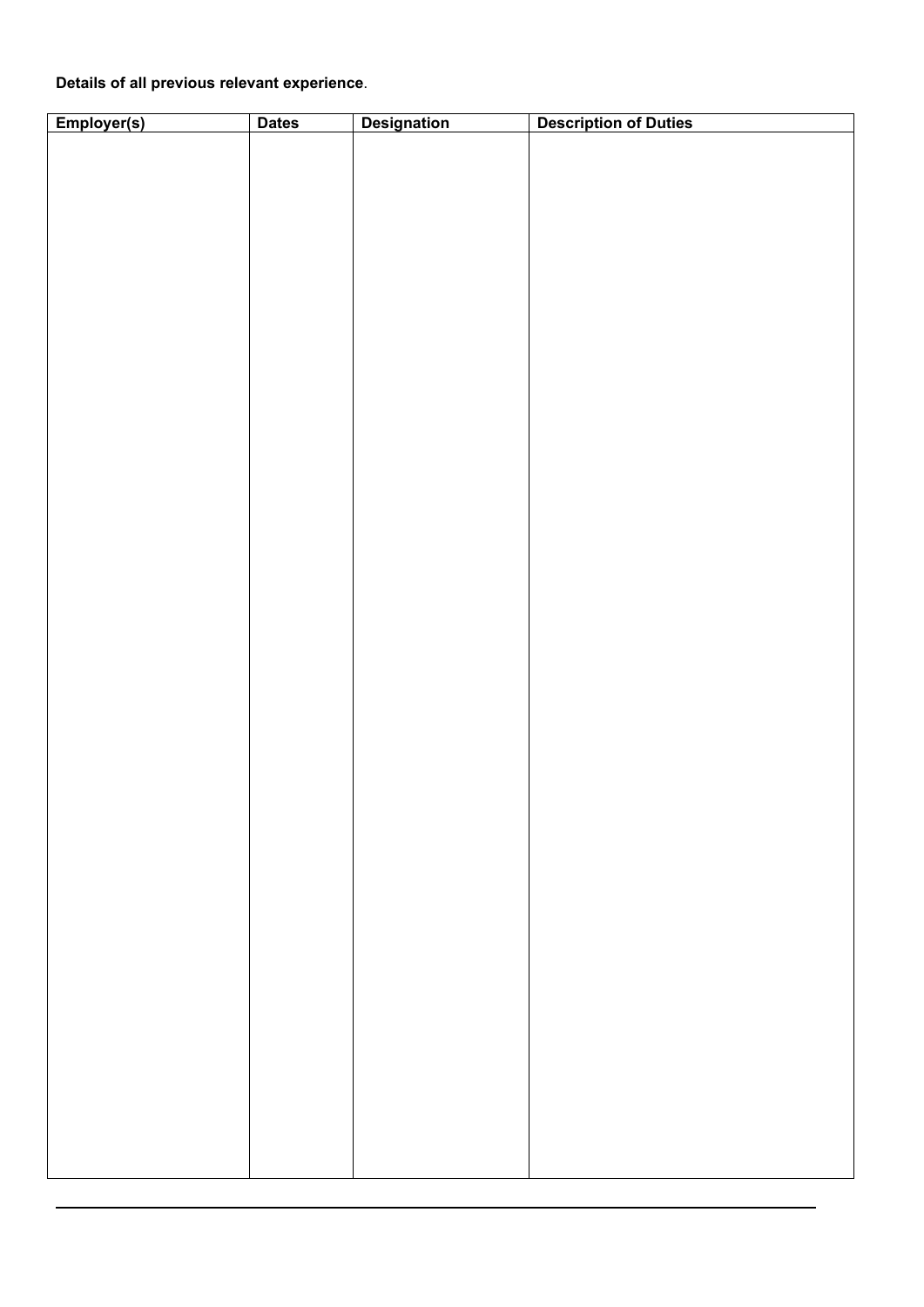**Details of all previous relevant experience**.

| Employer(s) | Dates | Designation | Description of Duties |
|---|---|---|---|
| | | | |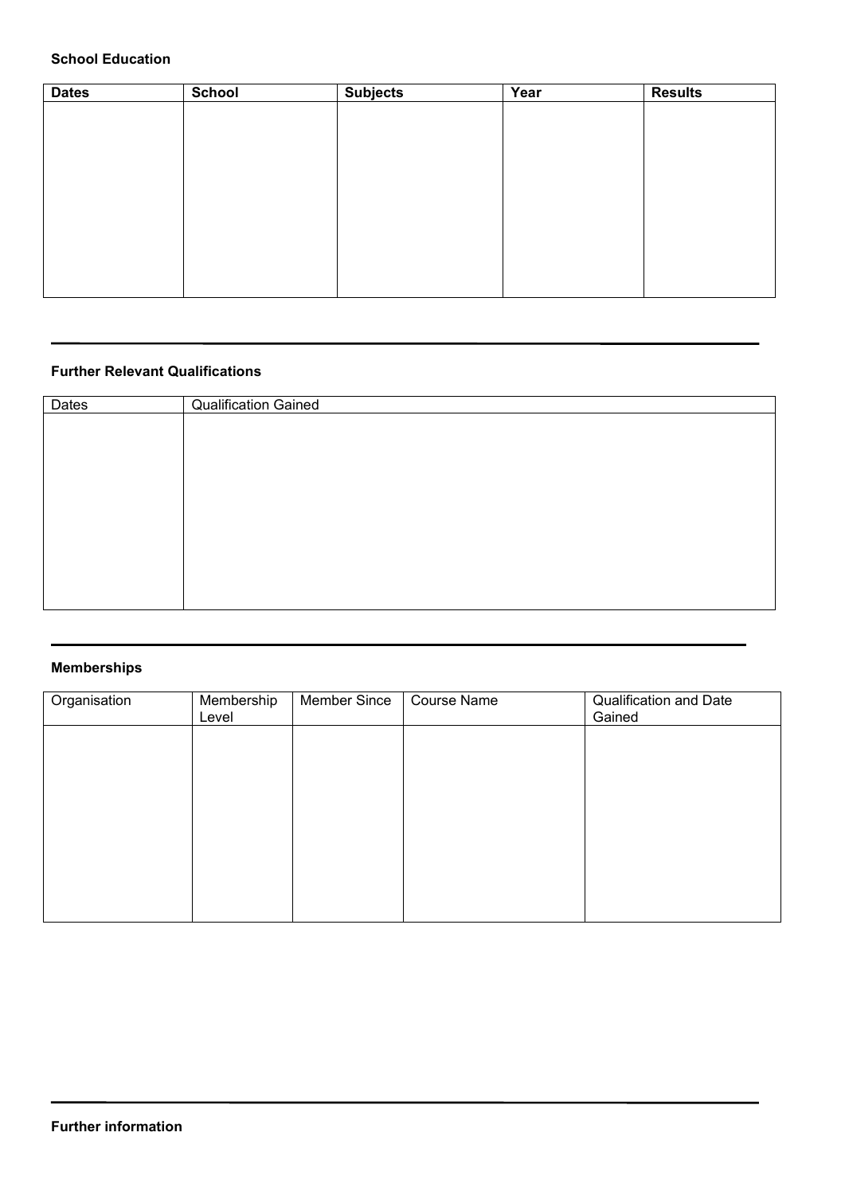**School Education**

| **Dates** | **School** | **Subjects** | **Year** | **Results** |
| --- | --- | --- | --- | --- |
| | | | | |

---

**Further Relevant Qualifications**

| Dates | Qualification Gained |
| --- | --- |
| | |

---

**Memberships**

| Organisation | Membership Level | Member Since | Course Name | Qualification and Date Gained |
| --- | --- | --- | --- | --- |
| | | | | |

---

**Further information**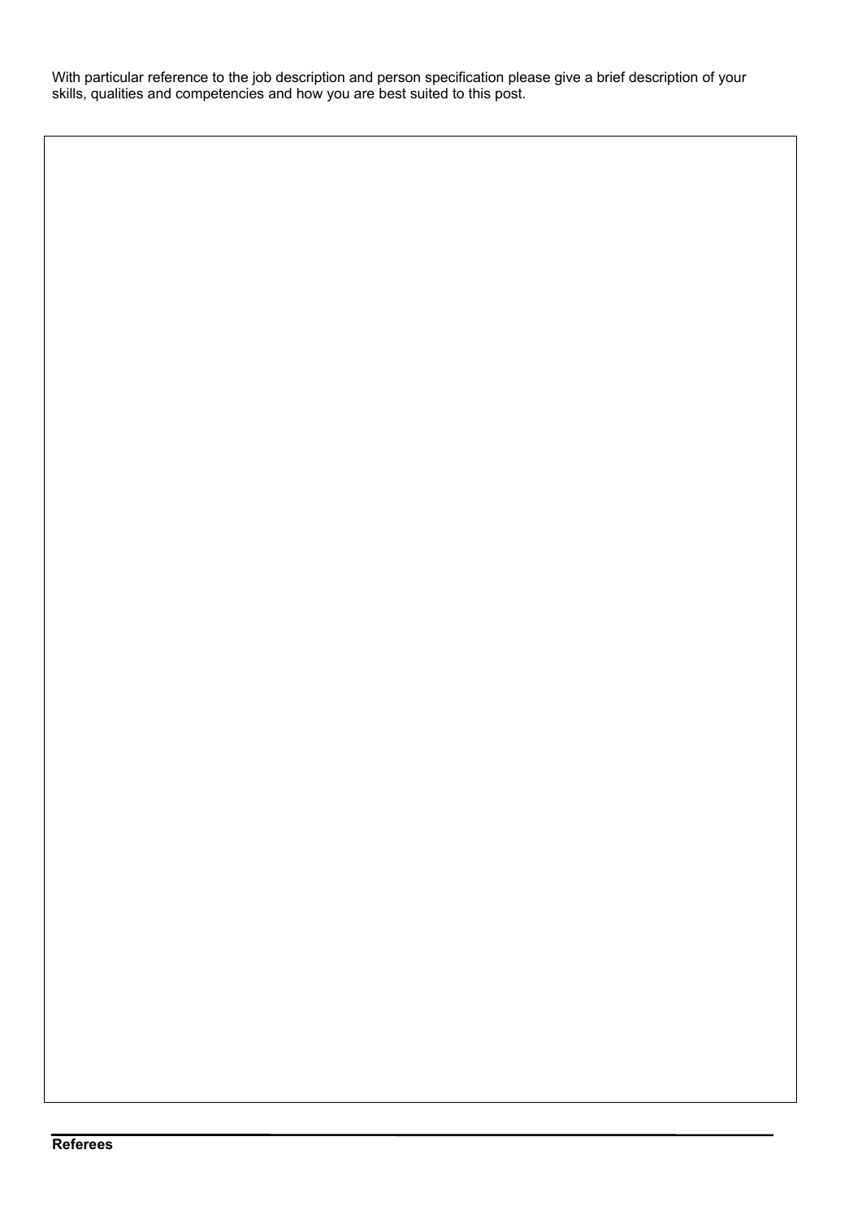With particular reference to the job description and person specification please give a brief description of your skills, qualities and competencies and how you are best suited to this post.

| |
|---|
| |

**Referees**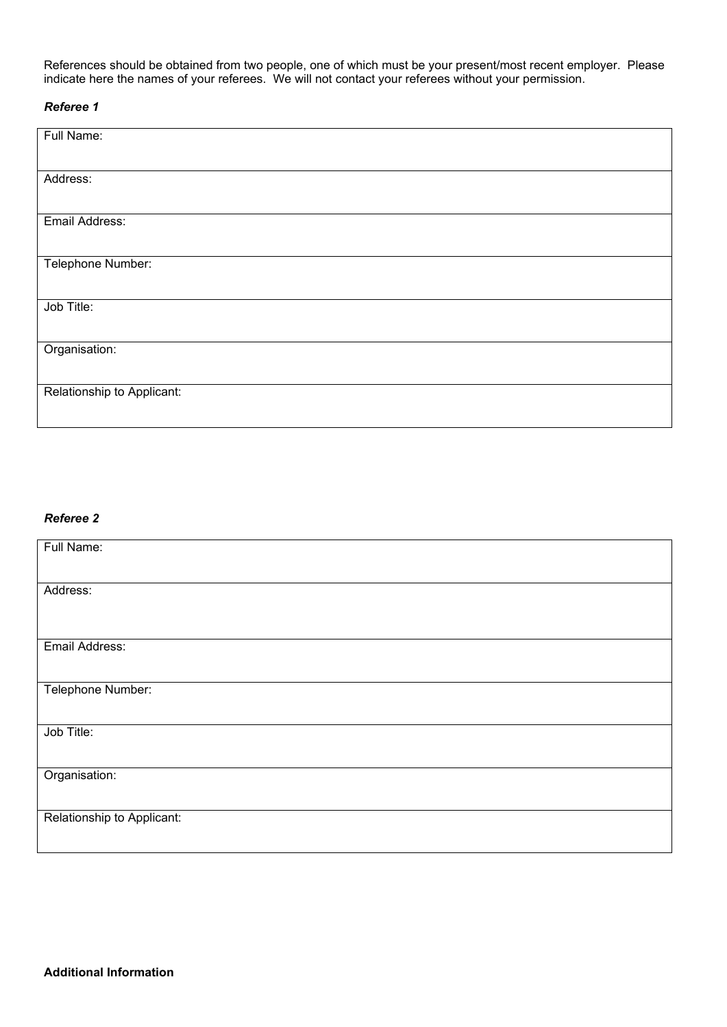References should be obtained from two people, one of which must be your present/most recent employer. Please indicate here the names of your referees. We will not contact your referees without your permission.

***Referee 1***

| Full Name: |
|---|
| Address: |
| Email Address: |
| Telephone Number: |
| Job Title: |
| Organisation: |
| Relationship to Applicant: |

***Referee 2***

| Full Name: |
|---|
| Address: |
| Email Address: |
| Telephone Number: |
| Job Title: |
| Organisation: |
| Relationship to Applicant: |

**Additional Information**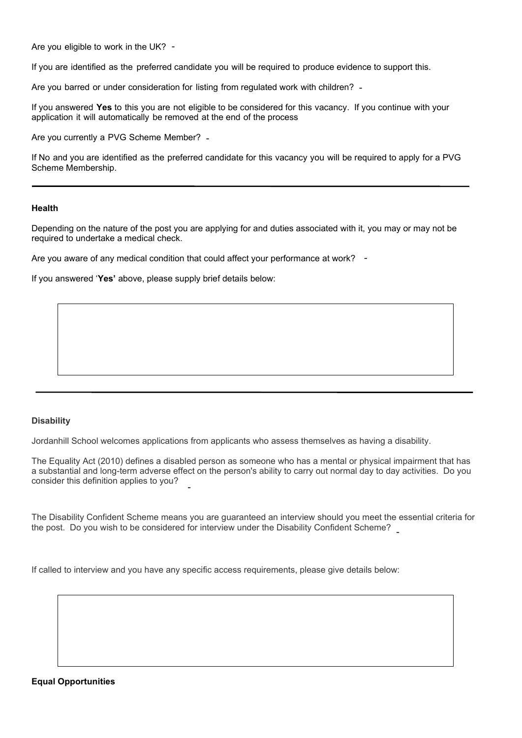Are you eligible to work in the UK? -

If you are identified as the preferred candidate you will be required to produce evidence to support this.

Are you barred or under consideration for listing from regulated work with children? -

If you answered **Yes** to this you are not eligible to be considered for this vacancy. If you continue with your application it will automatically be removed at the end of the process

Are you currently a PVG Scheme Member? -

If No and you are identified as the preferred candidate for this vacancy you will be required to apply for a PVG Scheme Membership.

---

**Health**

Depending on the nature of the post you are applying for and duties associated with it, you may or may not be required to undertake a medical check.

Are you aware of any medical condition that could affect your performance at work? -

If you answered '**Yes'** above, please supply brief details below:

| |
|---|
| |

---

**Disability**

Jordanhill School welcomes applications from applicants who assess themselves as having a disability.

The Equality Act (2010) defines a disabled person as someone who has a mental or physical impairment that has a substantial and long-term adverse effect on the person's ability to carry out normal day to day activities. Do you consider this definition applies to you? -

The Disability Confident Scheme means you are guaranteed an interview should you meet the essential criteria for the post. Do you wish to be considered for interview under the Disability Confident Scheme? -

If called to interview and you have any specific access requirements, please give details below:

| |
|---|
| |

**Equal Opportunities**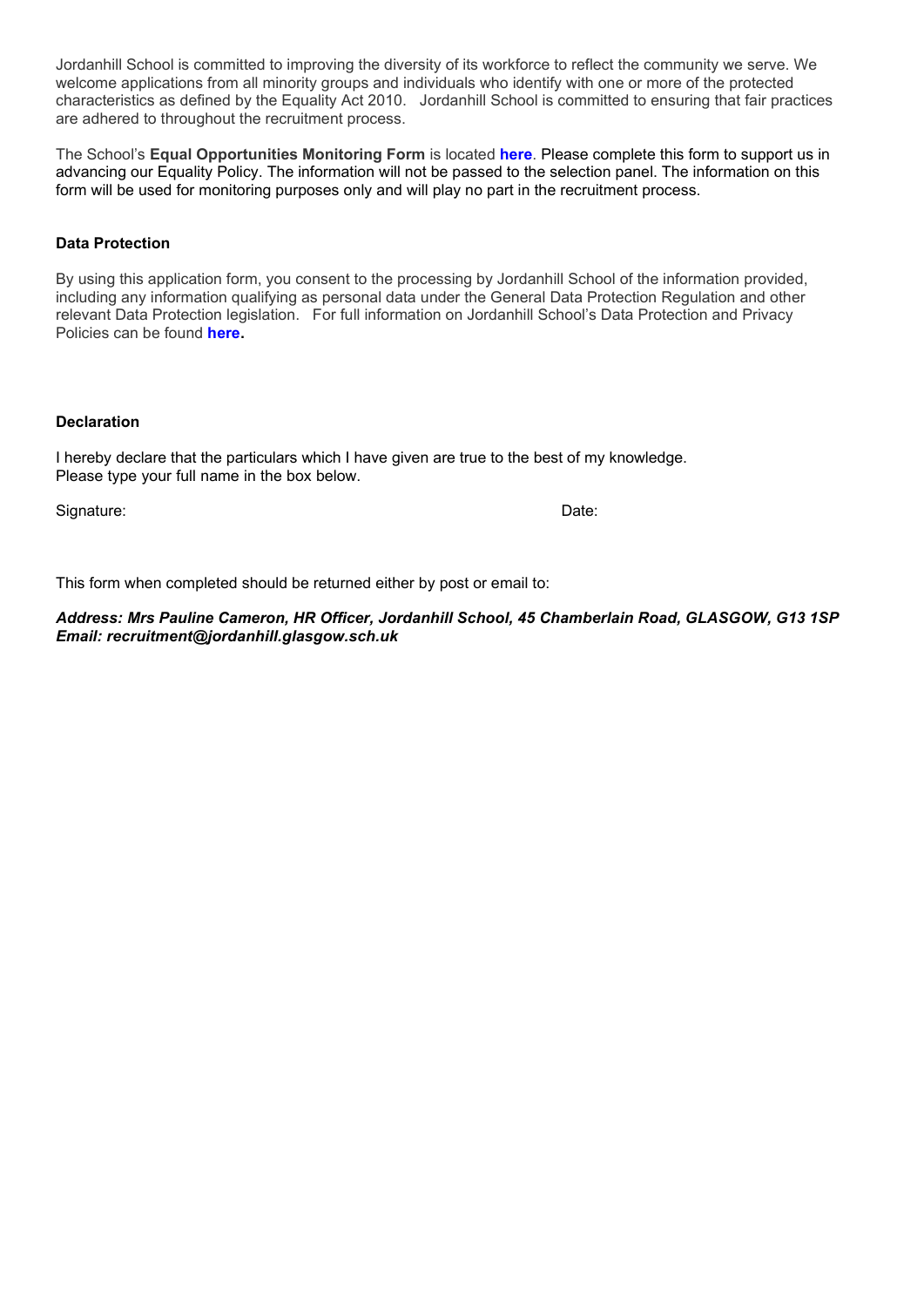Jordanhill School is committed to improving the diversity of its workforce to reflect the community we serve. We welcome applications from all minority groups and individuals who identify with one or more of the protected characteristics as defined by the Equality Act 2010. Jordanhill School is committed to ensuring that fair practices are adhered to throughout the recruitment process.

The School's **Equal Opportunities Monitoring Form** is located **here**. Please complete this form to support us in advancing our Equality Policy. The information will not be passed to the selection panel. The information on this form will be used for monitoring purposes only and will play no part in the recruitment process.

**Data Protection**

By using this application form, you consent to the processing by Jordanhill School of the information provided, including any information qualifying as personal data under the General Data Protection Regulation and other relevant Data Protection legislation. For full information on Jordanhill School's Data Protection and Privacy Policies can be found **here.**

**Declaration**

I hereby declare that the particulars which I have given are true to the best of my knowledge.
Please type your full name in the box below.

Signature: Date:

This form when completed should be returned either by post or email to:

***Address: Mrs Pauline Cameron, HR Officer, Jordanhill School, 45 Chamberlain Road, GLASGOW, G13 1SP***
***Email: recruitment@jordanhill.glasgow.sch.uk***